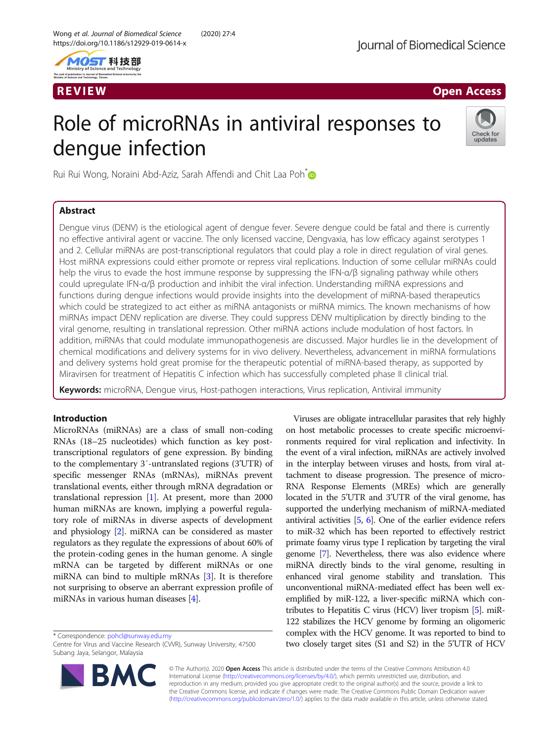REVIEW

Open Access

# Role of microRNAs in antiviral responses to dengue infection

Rui Rui Wong, Noraini Abd-Aziz, Sarah Affendi and Chit Laa Poh*

## Abstract

Dengue virus (DENV) is the etiological agent of dengue fever. Severe dengue could be fatal and there is currently no effective antiviral agent or vaccine. The only licensed vaccine, Dengvaxia, has low efficacy against serotypes 1 and 2. Cellular miRNAs are post-transcriptional regulators that could play a role in direct regulation of viral genes. Host miRNA expressions could either promote or repress viral replications. Induction of some cellular miRNAs could help the virus to evade the host immune response by suppressing the IFN-α/β signaling pathway while others could upregulate IFN-α/β production and inhibit the viral infection. Understanding miRNA expressions and functions during dengue infections would provide insights into the development of miRNA-based therapeutics which could be strategized to act either as miRNA antagonists or miRNA mimics. The known mechanisms of how miRNAs impact DENV replication are diverse. They could suppress DENV multiplication by directly binding to the viral genome, resulting in translational repression. Other miRNA actions include modulation of host factors. In addition, miRNAs that could modulate immunopathogenesis are discussed. Major hurdles lie in the development of chemical modifications and delivery systems for in vivo delivery. Nevertheless, advancement in miRNA formulations and delivery systems hold great promise for the therapeutic potential of miRNA-based therapy, as supported by Miravirsen for treatment of Hepatitis C infection which has successfully completed phase II clinical trial.

**Keywords:** microRNA, Dengue virus, Host-pathogen interactions, Virus replication, Antiviral immunity

## Introduction

MicroRNAs (miRNAs) are a class of small non-coding RNAs (18–25 nucleotides) which function as key post-transcriptional regulators of gene expression. By binding to the complementary 3′-untranslated regions (3'UTR) of specific messenger RNAs (mRNAs), miRNAs prevent translational events, either through mRNA degradation or translational repression [1]. At present, more than 2000 human miRNAs are known, implying a powerful regulatory role of miRNAs in diverse aspects of development and physiology [2]. miRNA can be considered as master regulators as they regulate the expressions of about 60% of the protein-coding genes in the human genome. A single mRNA can be targeted by different miRNAs or one miRNA can bind to multiple mRNAs [3]. It is therefore not surprising to observe an aberrant expression profile of miRNAs in various human diseases [4].

Viruses are obligate intracellular parasites that rely highly on host metabolic processes to create specific microenvironments required for viral replication and infectivity. In the event of a viral infection, miRNAs are actively involved in the interplay between viruses and hosts, from viral attachment to disease progression. The presence of microRNA Response Elements (MREs) which are generally located in the 5'UTR and 3'UTR of the viral genome, has supported the underlying mechanism of miRNA-mediated antiviral activities [5, 6]. One of the earlier evidence refers to miR-32 which has been reported to effectively restrict primate foamy virus type I replication by targeting the viral genome [7]. Nevertheless, there was also evidence where miRNA directly binds to the viral genome, resulting in enhanced viral genome stability and translation. This unconventional miRNA-mediated effect has been well exemplified by miR-122, a liver-specific miRNA which contributes to Hepatitis C virus (HCV) liver tropism [5]. miR-122 stabilizes the HCV genome by forming an oligomeric complex with the HCV genome. It was reported to bind to two closely target sites (S1 and S2) in the 5'UTR of HCV

* Correspondence: pohcl@sunway.edu.my
Centre for Virus and Vaccine Research (CVVR), Sunway University, 47500 Subang Jaya, Selangor, Malaysia

© The Author(s). 2020 **Open Access** This article is distributed under the terms of the Creative Commons Attribution 4.0 International License (http://creativecommons.org/licenses/by/4.0/), which permits unrestricted use, distribution, and reproduction in any medium, provided you give appropriate credit to the original author(s) and the source, provide a link to the Creative Commons license, and indicate if changes were made. The Creative Commons Public Domain Dedication waiver (http://creativecommons.org/publicdomain/zero/1.0/) applies to the data made available in this article, unless otherwise stated.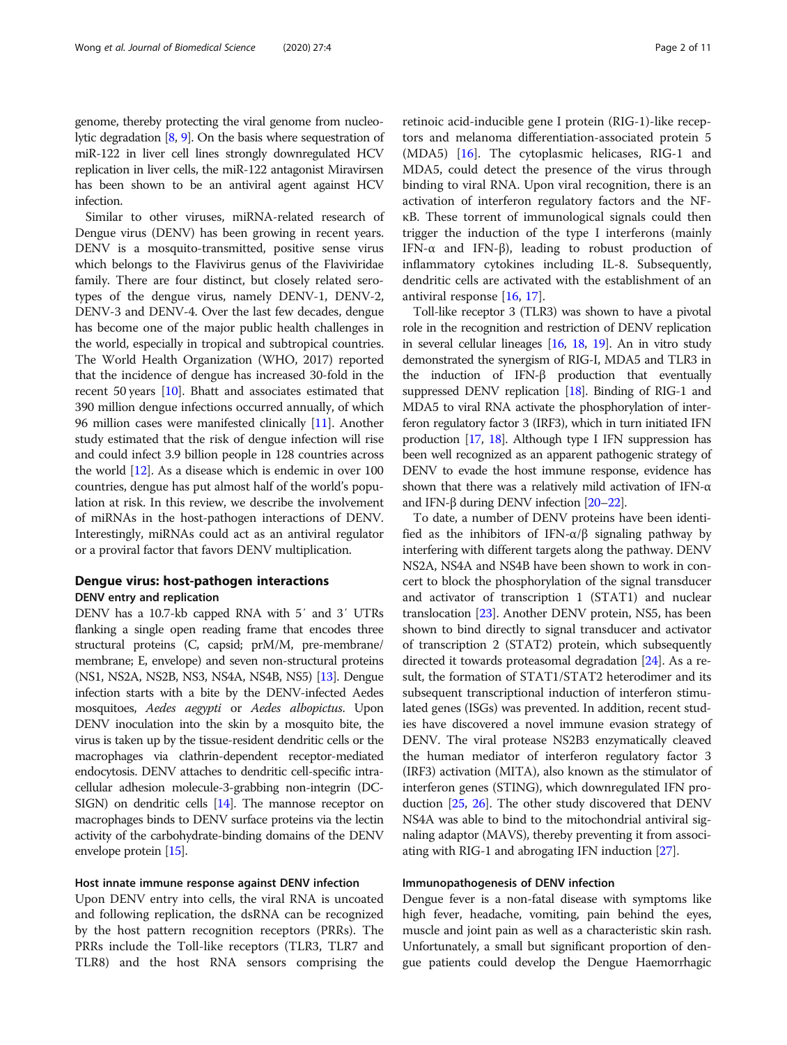genome, thereby protecting the viral genome from nucleolytic degradation [8, 9]. On the basis where sequestration of miR-122 in liver cell lines strongly downregulated HCV replication in liver cells, the miR-122 antagonist Miravirsen has been shown to be an antiviral agent against HCV infection.

Similar to other viruses, miRNA-related research of Dengue virus (DENV) has been growing in recent years. DENV is a mosquito-transmitted, positive sense virus which belongs to the Flavivirus genus of the Flaviviridae family. There are four distinct, but closely related serotypes of the dengue virus, namely DENV-1, DENV-2, DENV-3 and DENV-4. Over the last few decades, dengue has become one of the major public health challenges in the world, especially in tropical and subtropical countries. The World Health Organization (WHO, 2017) reported that the incidence of dengue has increased 30-fold in the recent 50 years [10]. Bhatt and associates estimated that 390 million dengue infections occurred annually, of which 96 million cases were manifested clinically [11]. Another study estimated that the risk of dengue infection will rise and could infect 3.9 billion people in 128 countries across the world [12]. As a disease which is endemic in over 100 countries, dengue has put almost half of the world's population at risk. In this review, we describe the involvement of miRNAs in the host-pathogen interactions of DENV. Interestingly, miRNAs could act as an antiviral regulator or a proviral factor that favors DENV multiplication.

## Dengue virus: host-pathogen interactions

### DENV entry and replication

DENV has a 10.7-kb capped RNA with 5′ and 3′ UTRs flanking a single open reading frame that encodes three structural proteins (C, capsid; prM/M, pre-membrane/membrane; E, envelope) and seven non-structural proteins (NS1, NS2A, NS2B, NS3, NS4A, NS4B, NS5) [13]. Dengue infection starts with a bite by the DENV-infected Aedes mosquitoes, *Aedes aegypti* or *Aedes albopictus*. Upon DENV inoculation into the skin by a mosquito bite, the virus is taken up by the tissue-resident dendritic cells or the macrophages via clathrin-dependent receptor-mediated endocytosis. DENV attaches to dendritic cell-specific intracellular adhesion molecule-3-grabbing non-integrin (DC-SIGN) on dendritic cells [14]. The mannose receptor on macrophages binds to DENV surface proteins via the lectin activity of the carbohydrate-binding domains of the DENV envelope protein [15].

### Host innate immune response against DENV infection

Upon DENV entry into cells, the viral RNA is uncoated and following replication, the dsRNA can be recognized by the host pattern recognition receptors (PRRs). The PRRs include the Toll-like receptors (TLR3, TLR7 and TLR8) and the host RNA sensors comprising the retinoic acid-inducible gene I protein (RIG-1)-like receptors and melanoma differentiation-associated protein 5 (MDA5) [16]. The cytoplasmic helicases, RIG-1 and MDA5, could detect the presence of the virus through binding to viral RNA. Upon viral recognition, there is an activation of interferon regulatory factors and the NF-κB. These torrent of immunological signals could then trigger the induction of the type I interferons (mainly IFN-α and IFN-β), leading to robust production of inflammatory cytokines including IL-8. Subsequently, dendritic cells are activated with the establishment of an antiviral response [16, 17].

Toll-like receptor 3 (TLR3) was shown to have a pivotal role in the recognition and restriction of DENV replication in several cellular lineages [16, 18, 19]. An in vitro study demonstrated the synergism of RIG-I, MDA5 and TLR3 in the induction of IFN-β production that eventually suppressed DENV replication [18]. Binding of RIG-1 and MDA5 to viral RNA activate the phosphorylation of interferon regulatory factor 3 (IRF3), which in turn initiated IFN production [17, 18]. Although type I IFN suppression has been well recognized as an apparent pathogenic strategy of DENV to evade the host immune response, evidence has shown that there was a relatively mild activation of IFN-α and IFN-β during DENV infection [20–22].

To date, a number of DENV proteins have been identified as the inhibitors of IFN-α/β signaling pathway by interfering with different targets along the pathway. DENV NS2A, NS4A and NS4B have been shown to work in concert to block the phosphorylation of the signal transducer and activator of transcription 1 (STAT1) and nuclear translocation [23]. Another DENV protein, NS5, has been shown to bind directly to signal transducer and activator of transcription 2 (STAT2) protein, which subsequently directed it towards proteasomal degradation [24]. As a result, the formation of STAT1/STAT2 heterodimer and its subsequent transcriptional induction of interferon stimulated genes (ISGs) was prevented. In addition, recent studies have discovered a novel immune evasion strategy of DENV. The viral protease NS2B3 enzymatically cleaved the human mediator of interferon regulatory factor 3 (IRF3) activation (MITA), also known as the stimulator of interferon genes (STING), which downregulated IFN production [25, 26]. The other study discovered that DENV NS4A was able to bind to the mitochondrial antiviral signaling adaptor (MAVS), thereby preventing it from associating with RIG-1 and abrogating IFN induction [27].

### Immunopathogenesis of DENV infection

Dengue fever is a non-fatal disease with symptoms like high fever, headache, vomiting, pain behind the eyes, muscle and joint pain as well as a characteristic skin rash. Unfortunately, a small but significant proportion of dengue patients could develop the Dengue Haemorrhagic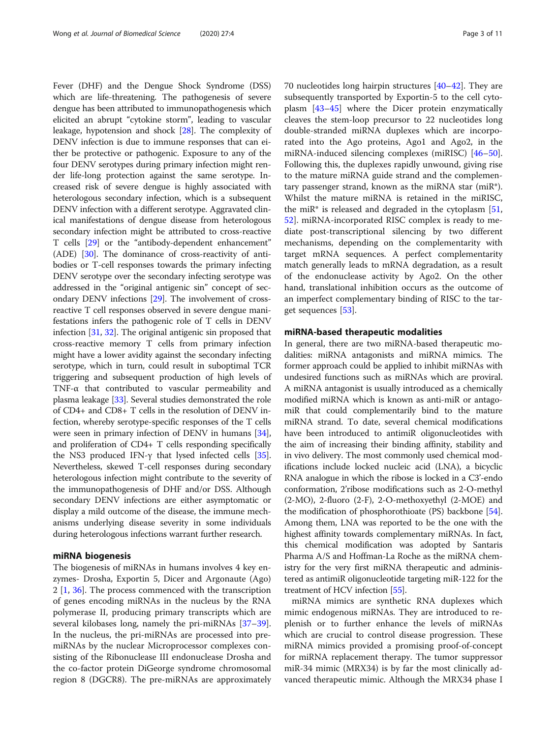Fever (DHF) and the Dengue Shock Syndrome (DSS) which are life-threatening. The pathogenesis of severe dengue has been attributed to immunopathogenesis which elicited an abrupt "cytokine storm", leading to vascular leakage, hypotension and shock [28]. The complexity of DENV infection is due to immune responses that can either be protective or pathogenic. Exposure to any of the four DENV serotypes during primary infection might render life-long protection against the same serotype. Increased risk of severe dengue is highly associated with heterologous secondary infection, which is a subsequent DENV infection with a different serotype. Aggravated clinical manifestations of dengue disease from heterologous secondary infection might be attributed to cross-reactive T cells [29] or the "antibody-dependent enhancement" (ADE) [30]. The dominance of cross-reactivity of antibodies or T-cell responses towards the primary infecting DENV serotype over the secondary infecting serotype was addressed in the "original antigenic sin" concept of secondary DENV infections [29]. The involvement of cross-reactive T cell responses observed in severe dengue manifestations infers the pathogenic role of T cells in DENV infection [31, 32]. The original antigenic sin proposed that cross-reactive memory T cells from primary infection might have a lower avidity against the secondary infecting serotype, which in turn, could result in suboptimal TCR triggering and subsequent production of high levels of TNF-α that contributed to vascular permeability and plasma leakage [33]. Several studies demonstrated the role of CD4+ and CD8+ T cells in the resolution of DENV infection, whereby serotype-specific responses of the T cells were seen in primary infection of DENV in humans [34], and proliferation of CD4+ T cells responding specifically the NS3 produced IFN-γ that lysed infected cells [35]. Nevertheless, skewed T-cell responses during secondary heterologous infection might contribute to the severity of the immunopathogenesis of DHF and/or DSS. Although secondary DENV infections are either asymptomatic or display a mild outcome of the disease, the immune mechanisms underlying disease severity in some individuals during heterologous infections warrant further research.

## miRNA biogenesis

The biogenesis of miRNAs in humans involves 4 key enzymes- Drosha, Exportin 5, Dicer and Argonaute (Ago) 2 [1, 36]. The process commenced with the transcription of genes encoding miRNAs in the nucleus by the RNA polymerase II, producing primary transcripts which are several kilobases long, namely the pri-miRNAs [37–39]. In the nucleus, the pri-miRNAs are processed into pre-miRNAs by the nuclear Microprocessor complexes consisting of the Ribonuclease III endonuclease Drosha and the co-factor protein DiGeorge syndrome chromosomal region 8 (DGCR8). The pre-miRNAs are approximately 70 nucleotides long hairpin structures [40–42]. They are subsequently transported by Exportin-5 to the cell cytoplasm [43–45] where the Dicer protein enzymatically cleaves the stem-loop precursor to 22 nucleotides long double-stranded miRNA duplexes which are incorporated into the Ago proteins, Ago1 and Ago2, in the miRNA-induced silencing complexes (miRISC) [46–50]. Following this, the duplexes rapidly unwound, giving rise to the mature miRNA guide strand and the complementary passenger strand, known as the miRNA star (miR*). Whilst the mature miRNA is retained in the miRISC, the miR* is released and degraded in the cytoplasm [51, 52]. miRNA-incorporated RISC complex is ready to mediate post-transcriptional silencing by two different mechanisms, depending on the complementarity with target mRNA sequences. A perfect complementarity match generally leads to mRNA degradation, as a result of the endonuclease activity by Ago2. On the other hand, translational inhibition occurs as the outcome of an imperfect complementary binding of RISC to the target sequences [53].

## miRNA-based therapeutic modalities

In general, there are two miRNA-based therapeutic modalities: miRNA antagonists and miRNA mimics. The former approach could be applied to inhibit miRNAs with undesired functions such as miRNAs which are proviral. A miRNA antagonist is usually introduced as a chemically modified miRNA which is known as anti-miR or antagomiR that could complementarily bind to the mature miRNA strand. To date, several chemical modifications have been introduced to antimiR oligonucleotides with the aim of increasing their binding affinity, stability and in vivo delivery. The most commonly used chemical modifications include locked nucleic acid (LNA), a bicyclic RNA analogue in which the ribose is locked in a C3'-endo conformation, 2'ribose modifications such as 2-O-methyl (2-MO), 2-fluoro (2-F), 2-O-methoxyethyl (2-MOE) and the modification of phosphorothioate (PS) backbone [54]. Among them, LNA was reported to be the one with the highest affinity towards complementary miRNAs. In fact, this chemical modification was adopted by Santaris Pharma A/S and Hoffman-La Roche as the miRNA chemistry for the very first miRNA therapeutic and administered as antimiR oligonucleotide targeting miR-122 for the treatment of HCV infection [55].

miRNA mimics are synthetic RNA duplexes which mimic endogenous miRNAs. They are introduced to replenish or to further enhance the levels of miRNAs which are crucial to control disease progression. These miRNA mimics provided a promising proof-of-concept for miRNA replacement therapy. The tumor suppressor miR-34 mimic (MRX34) is by far the most clinically advanced therapeutic mimic. Although the MRX34 phase I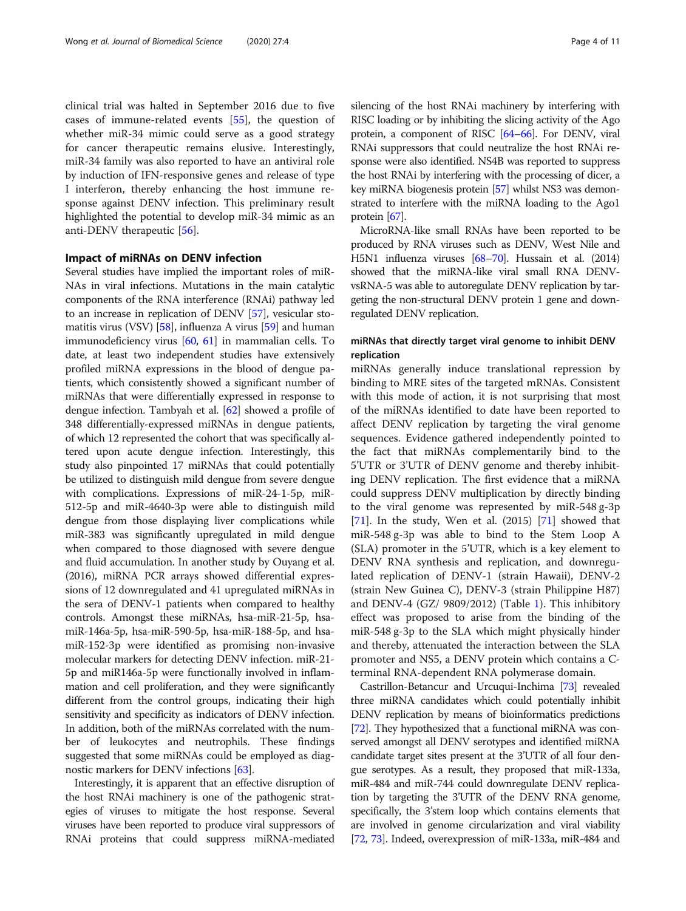clinical trial was halted in September 2016 due to five cases of immune-related events [55], the question of whether miR-34 mimic could serve as a good strategy for cancer therapeutic remains elusive. Interestingly, miR-34 family was also reported to have an antiviral role by induction of IFN-responsive genes and release of type I interferon, thereby enhancing the host immune response against DENV infection. This preliminary result highlighted the potential to develop miR-34 mimic as an anti-DENV therapeutic [56].

## Impact of miRNAs on DENV infection

Several studies have implied the important roles of miRNAs in viral infections. Mutations in the main catalytic components of the RNA interference (RNAi) pathway led to an increase in replication of DENV [57], vesicular stomatitis virus (VSV) [58], influenza A virus [59] and human immunodeficiency virus [60, 61] in mammalian cells. To date, at least two independent studies have extensively profiled miRNA expressions in the blood of dengue patients, which consistently showed a significant number of miRNAs that were differentially expressed in response to dengue infection. Tambyah et al. [62] showed a profile of 348 differentially-expressed miRNAs in dengue patients, of which 12 represented the cohort that was specifically altered upon acute dengue infection. Interestingly, this study also pinpointed 17 miRNAs that could potentially be utilized to distinguish mild dengue from severe dengue with complications. Expressions of miR-24-1-5p, miR-512-5p and miR-4640-3p were able to distinguish mild dengue from those displaying liver complications while miR-383 was significantly upregulated in mild dengue when compared to those diagnosed with severe dengue and fluid accumulation. In another study by Ouyang et al. (2016), miRNA PCR arrays showed differential expressions of 12 downregulated and 41 upregulated miRNAs in the sera of DENV-1 patients when compared to healthy controls. Amongst these miRNAs, hsa-miR-21-5p, hsa-miR-146a-5p, hsa-miR-590-5p, hsa-miR-188-5p, and hsa-miR-152-3p were identified as promising non-invasive molecular markers for detecting DENV infection. miR-21-5p and miR146a-5p were functionally involved in inflammation and cell proliferation, and they were significantly different from the control groups, indicating their high sensitivity and specificity as indicators of DENV infection. In addition, both of the miRNAs correlated with the number of leukocytes and neutrophils. These findings suggested that some miRNAs could be employed as diagnostic markers for DENV infections [63].

Interestingly, it is apparent that an effective disruption of the host RNAi machinery is one of the pathogenic strategies of viruses to mitigate the host response. Several viruses have been reported to produce viral suppressors of RNAi proteins that could suppress miRNA-mediated silencing of the host RNAi machinery by interfering with RISC loading or by inhibiting the slicing activity of the Ago protein, a component of RISC [64–66]. For DENV, viral RNAi suppressors that could neutralize the host RNAi response were also identified. NS4B was reported to suppress the host RNAi by interfering with the processing of dicer, a key miRNA biogenesis protein [57] whilst NS3 was demonstrated to interfere with the miRNA loading to the Ago1 protein [67].

MicroRNA-like small RNAs have been reported to be produced by RNA viruses such as DENV, West Nile and H5N1 influenza viruses [68–70]. Hussain et al. (2014) showed that the miRNA-like viral small RNA DENV-vsRNA-5 was able to autoregulate DENV replication by targeting the non-structural DENV protein 1 gene and down-regulated DENV replication.

### miRNAs that directly target viral genome to inhibit DENV replication

miRNAs generally induce translational repression by binding to MRE sites of the targeted mRNAs. Consistent with this mode of action, it is not surprising that most of the miRNAs identified to date have been reported to affect DENV replication by targeting the viral genome sequences. Evidence gathered independently pointed to the fact that miRNAs complementarily bind to the 5'UTR or 3'UTR of DENV genome and thereby inhibiting DENV replication. The first evidence that a miRNA could suppress DENV multiplication by directly binding to the viral genome was represented by miR-548 g-3p [71]. In the study, Wen et al. (2015) [71] showed that miR-548 g-3p was able to bind to the Stem Loop A (SLA) promoter in the 5'UTR, which is a key element to DENV RNA synthesis and replication, and downregulated replication of DENV-1 (strain Hawaii), DENV-2 (strain New Guinea C), DENV-3 (strain Philippine H87) and DENV-4 (GZ/ 9809/2012) (Table 1). This inhibitory effect was proposed to arise from the binding of the miR-548 g-3p to the SLA which might physically hinder and thereby, attenuated the interaction between the SLA promoter and NS5, a DENV protein which contains a C-terminal RNA-dependent RNA polymerase domain.

Castrillon-Betancur and Urcuqui-Inchima [73] revealed three miRNA candidates which could potentially inhibit DENV replication by means of bioinformatics predictions [72]. They hypothesized that a functional miRNA was conserved amongst all DENV serotypes and identified miRNA candidate target sites present at the 3'UTR of all four dengue serotypes. As a result, they proposed that miR-133a, miR-484 and miR-744 could downregulate DENV replication by targeting the 3'UTR of the DENV RNA genome, specifically, the 3'stem loop which contains elements that are involved in genome circularization and viral viability [72, 73]. Indeed, overexpression of miR-133a, miR-484 and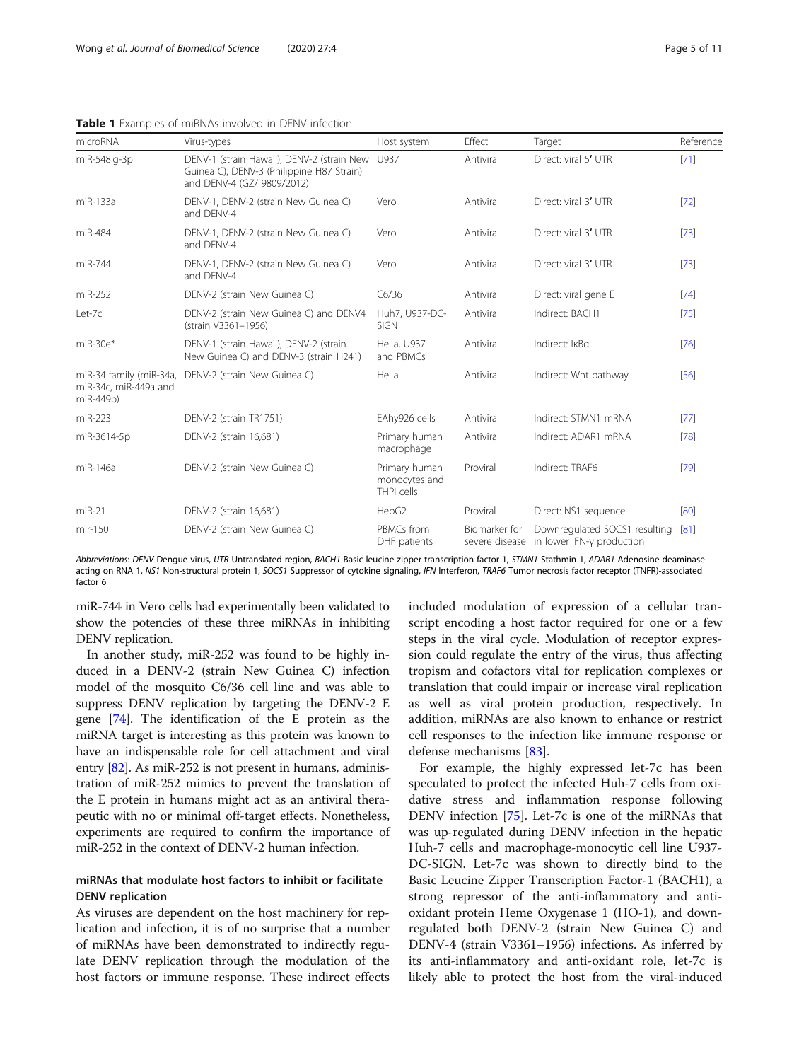**Table 1** Examples of miRNAs involved in DENV infection

| microRNA | Virus-types | Host system | Effect | Target | Reference |
|---|---|---|---|---|---|
| miR-548 g-3p | DENV-1 (strain Hawaii), DENV-2 (strain New Guinea C), DENV-3 (Philippine H87 Strain) and DENV-4 (GZ/ 9809/2012) | U937 | Antiviral | Direct: viral 5′ UTR | [71] |
| miR-133a | DENV-1, DENV-2 (strain New Guinea C) and DENV-4 | Vero | Antiviral | Direct: viral 3′ UTR | [72] |
| miR-484 | DENV-1, DENV-2 (strain New Guinea C) and DENV-4 | Vero | Antiviral | Direct: viral 3′ UTR | [73] |
| miR-744 | DENV-1, DENV-2 (strain New Guinea C) and DENV-4 | Vero | Antiviral | Direct: viral 3′ UTR | [73] |
| miR-252 | DENV-2 (strain New Guinea C) | C6/36 | Antiviral | Direct: viral gene E | [74] |
| Let-7c | DENV-2 (strain New Guinea C) and DENV4 (strain V3361–1956) | Huh7, U937-DC-SIGN | Antiviral | Indirect: BACH1 | [75] |
| miR-30e* | DENV-1 (strain Hawaii), DENV-2 (strain New Guinea C) and DENV-3 (strain H241) | HeLa, U937 and PBMCs | Antiviral | Indirect: IκBα | [76] |
| miR-34 family (miR-34a, miR-34c, miR-449a and miR-449b) | DENV-2 (strain New Guinea C) | HeLa | Antiviral | Indirect: Wnt pathway | [56] |
| miR-223 | DENV-2 (strain TR1751) | EAhy926 cells | Antiviral | Indirect: STMN1 mRNA | [77] |
| miR-3614-5p | DENV-2 (strain 16,681) | Primary human macrophage | Antiviral | Indirect: ADAR1 mRNA | [78] |
| miR-146a | DENV-2 (strain New Guinea C) | Primary human monocytes and THPI cells | Proviral | Indirect: TRAF6 | [79] |
| miR-21 | DENV-2 (strain 16,681) | HepG2 | Proviral | Direct: NS1 sequence | [80] |
| mir-150 | DENV-2 (strain New Guinea C) | PBMCs from DHF patients | Biomarker for severe disease | Downregulated SOCS1 resulting in lower IFN-γ production | [81] |

*Abbreviations*: *DENV* Dengue virus, *UTR* Untranslated region, *BACH1* Basic leucine zipper transcription factor 1, *STMN1* Stathmin 1, *ADAR1* Adenosine deaminase acting on RNA 1, *NS1* Non-structural protein 1, *SOCS1* Suppressor of cytokine signaling, *IFN* Interferon, *TRAF6* Tumor necrosis factor receptor (TNFR)-associated factor 6

miR-744 in Vero cells had experimentally been validated to show the potencies of these three miRNAs in inhibiting DENV replication.

In another study, miR-252 was found to be highly induced in a DENV-2 (strain New Guinea C) infection model of the mosquito C6/36 cell line and was able to suppress DENV replication by targeting the DENV-2 E gene [74]. The identification of the E protein as the miRNA target is interesting as this protein was known to have an indispensable role for cell attachment and viral entry [82]. As miR-252 is not present in humans, administration of miR-252 mimics to prevent the translation of the E protein in humans might act as an antiviral therapeutic with no or minimal off-target effects. Nonetheless, experiments are required to confirm the importance of miR-252 in the context of DENV-2 human infection.

## miRNAs that modulate host factors to inhibit or facilitate DENV replication

As viruses are dependent on the host machinery for replication and infection, it is of no surprise that a number of miRNAs have been demonstrated to indirectly regulate DENV replication through the modulation of the host factors or immune response. These indirect effects included modulation of expression of a cellular transcript encoding a host factor required for one or a few steps in the viral cycle. Modulation of receptor expression could regulate the entry of the virus, thus affecting tropism and cofactors vital for replication complexes or translation that could impair or increase viral replication as well as viral protein production, respectively. In addition, miRNAs are also known to enhance or restrict cell responses to the infection like immune response or defense mechanisms [83].

For example, the highly expressed let-7c has been speculated to protect the infected Huh-7 cells from oxidative stress and inflammation response following DENV infection [75]. Let-7c is one of the miRNAs that was up-regulated during DENV infection in the hepatic Huh-7 cells and macrophage-monocytic cell line U937-DC-SIGN. Let-7c was shown to directly bind to the Basic Leucine Zipper Transcription Factor-1 (BACH1), a strong repressor of the anti-inflammatory and anti-oxidant protein Heme Oxygenase 1 (HO-1), and down-regulated both DENV-2 (strain New Guinea C) and DENV-4 (strain V3361–1956) infections. As inferred by its anti-inflammatory and anti-oxidant role, let-7c is likely able to protect the host from the viral-induced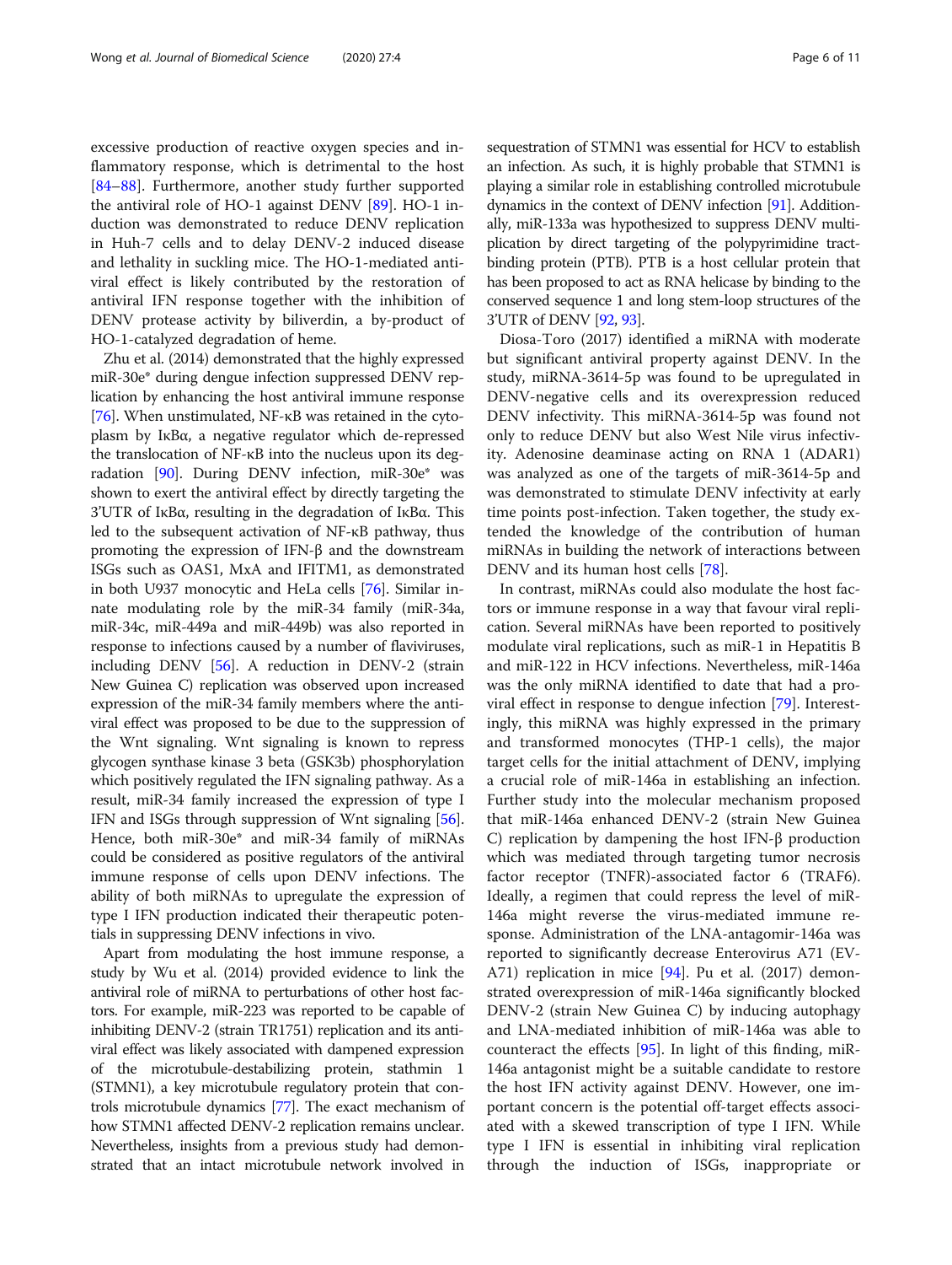excessive production of reactive oxygen species and inflammatory response, which is detrimental to the host [84–88]. Furthermore, another study further supported the antiviral role of HO-1 against DENV [89]. HO-1 induction was demonstrated to reduce DENV replication in Huh-7 cells and to delay DENV-2 induced disease and lethality in suckling mice. The HO-1-mediated antiviral effect is likely contributed by the restoration of antiviral IFN response together with the inhibition of DENV protease activity by biliverdin, a by-product of HO-1-catalyzed degradation of heme.

Zhu et al. (2014) demonstrated that the highly expressed miR-30e* during dengue infection suppressed DENV replication by enhancing the host antiviral immune response [76]. When unstimulated, NF-κB was retained in the cytoplasm by IκBα, a negative regulator which de-repressed the translocation of NF-κB into the nucleus upon its degradation [90]. During DENV infection, miR-30e* was shown to exert the antiviral effect by directly targeting the 3'UTR of IκBα, resulting in the degradation of IκBα. This led to the subsequent activation of NF-κB pathway, thus promoting the expression of IFN-β and the downstream ISGs such as OAS1, MxA and IFITM1, as demonstrated in both U937 monocytic and HeLa cells [76]. Similar innate modulating role by the miR-34 family (miR-34a, miR-34c, miR-449a and miR-449b) was also reported in response to infections caused by a number of flaviviruses, including DENV [56]. A reduction in DENV-2 (strain New Guinea C) replication was observed upon increased expression of the miR-34 family members where the antiviral effect was proposed to be due to the suppression of the Wnt signaling. Wnt signaling is known to repress glycogen synthase kinase 3 beta (GSK3b) phosphorylation which positively regulated the IFN signaling pathway. As a result, miR-34 family increased the expression of type I IFN and ISGs through suppression of Wnt signaling [56]. Hence, both miR-30e* and miR-34 family of miRNAs could be considered as positive regulators of the antiviral immune response of cells upon DENV infections. The ability of both miRNAs to upregulate the expression of type I IFN production indicated their therapeutic potentials in suppressing DENV infections in vivo.

Apart from modulating the host immune response, a study by Wu et al. (2014) provided evidence to link the antiviral role of miRNA to perturbations of other host factors. For example, miR-223 was reported to be capable of inhibiting DENV-2 (strain TR1751) replication and its antiviral effect was likely associated with dampened expression of the microtubule-destabilizing protein, stathmin 1 (STMN1), a key microtubule regulatory protein that controls microtubule dynamics [77]. The exact mechanism of how STMN1 affected DENV-2 replication remains unclear. Nevertheless, insights from a previous study had demonstrated that an intact microtubule network involved in sequestration of STMN1 was essential for HCV to establish an infection. As such, it is highly probable that STMN1 is playing a similar role in establishing controlled microtubule dynamics in the context of DENV infection [91]. Additionally, miR-133a was hypothesized to suppress DENV multiplication by direct targeting of the polypyrimidine tract-binding protein (PTB). PTB is a host cellular protein that has been proposed to act as RNA helicase by binding to the conserved sequence 1 and long stem-loop structures of the 3'UTR of DENV [92, 93].

Diosa-Toro (2017) identified a miRNA with moderate but significant antiviral property against DENV. In the study, miRNA-3614-5p was found to be upregulated in DENV-negative cells and its overexpression reduced DENV infectivity. This miRNA-3614-5p was found not only to reduce DENV but also West Nile virus infectivity. Adenosine deaminase acting on RNA 1 (ADAR1) was analyzed as one of the targets of miR-3614-5p and was demonstrated to stimulate DENV infectivity at early time points post-infection. Taken together, the study extended the knowledge of the contribution of human miRNAs in building the network of interactions between DENV and its human host cells [78].

In contrast, miRNAs could also modulate the host factors or immune response in a way that favour viral replication. Several miRNAs have been reported to positively modulate viral replications, such as miR-1 in Hepatitis B and miR-122 in HCV infections. Nevertheless, miR-146a was the only miRNA identified to date that had a pro-viral effect in response to dengue infection [79]. Interestingly, this miRNA was highly expressed in the primary and transformed monocytes (THP-1 cells), the major target cells for the initial attachment of DENV, implying a crucial role of miR-146a in establishing an infection. Further study into the molecular mechanism proposed that miR-146a enhanced DENV-2 (strain New Guinea C) replication by dampening the host IFN-β production which was mediated through targeting tumor necrosis factor receptor (TNFR)-associated factor 6 (TRAF6). Ideally, a regimen that could repress the level of miR-146a might reverse the virus-mediated immune response. Administration of the LNA-antagomir-146a was reported to significantly decrease Enterovirus A71 (EV-A71) replication in mice [94]. Pu et al. (2017) demonstrated overexpression of miR-146a significantly blocked DENV-2 (strain New Guinea C) by inducing autophagy and LNA-mediated inhibition of miR-146a was able to counteract the effects [95]. In light of this finding, miR-146a antagonist might be a suitable candidate to restore the host IFN activity against DENV. However, one important concern is the potential off-target effects associated with a skewed transcription of type I IFN. While type I IFN is essential in inhibiting viral replication through the induction of ISGs, inappropriate or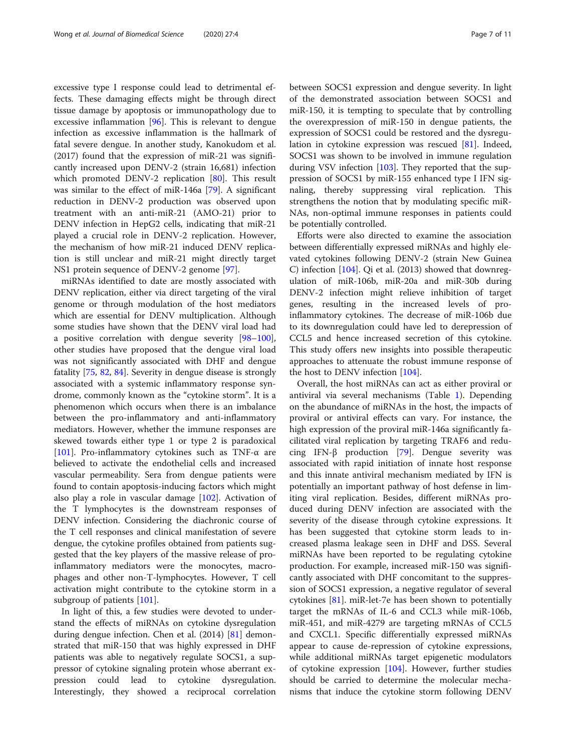excessive type I response could lead to detrimental effects. These damaging effects might be through direct tissue damage by apoptosis or immunopathology due to excessive inflammation [96]. This is relevant to dengue infection as excessive inflammation is the hallmark of fatal severe dengue. In another study, Kanokudom et al. (2017) found that the expression of miR-21 was significantly increased upon DENV-2 (strain 16,681) infection which promoted DENV-2 replication [80]. This result was similar to the effect of miR-146a [79]. A significant reduction in DENV-2 production was observed upon treatment with an anti-miR-21 (AMO-21) prior to DENV infection in HepG2 cells, indicating that miR-21 played a crucial role in DENV-2 replication. However, the mechanism of how miR-21 induced DENV replication is still unclear and miR-21 might directly target NS1 protein sequence of DENV-2 genome [97].

miRNAs identified to date are mostly associated with DENV replication, either via direct targeting of the viral genome or through modulation of the host mediators which are essential for DENV multiplication. Although some studies have shown that the DENV viral load had a positive correlation with dengue severity [98–100], other studies have proposed that the dengue viral load was not significantly associated with DHF and dengue fatality [75, 82, 84]. Severity in dengue disease is strongly associated with a systemic inflammatory response syndrome, commonly known as the "cytokine storm". It is a phenomenon which occurs when there is an imbalance between the pro-inflammatory and anti-inflammatory mediators. However, whether the immune responses are skewed towards either type 1 or type 2 is paradoxical [101]. Pro-inflammatory cytokines such as TNF-α are believed to activate the endothelial cells and increased vascular permeability. Sera from dengue patients were found to contain apoptosis-inducing factors which might also play a role in vascular damage [102]. Activation of the T lymphocytes is the downstream responses of DENV infection. Considering the diachronic course of the T cell responses and clinical manifestation of severe dengue, the cytokine profiles obtained from patients suggested that the key players of the massive release of pro-inflammatory mediators were the monocytes, macrophages and other non-T-lymphocytes. However, T cell activation might contribute to the cytokine storm in a subgroup of patients [101].

In light of this, a few studies were devoted to understand the effects of miRNAs on cytokine dysregulation during dengue infection. Chen et al. (2014) [81] demonstrated that miR-150 that was highly expressed in DHF patients was able to negatively regulate SOCS1, a suppressor of cytokine signaling protein whose aberrant expression could lead to cytokine dysregulation. Interestingly, they showed a reciprocal correlation between SOCS1 expression and dengue severity. In light of the demonstrated association between SOCS1 and miR-150, it is tempting to speculate that by controlling the overexpression of miR-150 in dengue patients, the expression of SOCS1 could be restored and the dysregulation in cytokine expression was rescued [81]. Indeed, SOCS1 was shown to be involved in immune regulation during VSV infection [103]. They reported that the suppression of SOCS1 by miR-155 enhanced type I IFN signaling, thereby suppressing viral replication. This strengthens the notion that by modulating specific miRNAs, non-optimal immune responses in patients could be potentially controlled.

Efforts were also directed to examine the association between differentially expressed miRNAs and highly elevated cytokines following DENV-2 (strain New Guinea C) infection [104]. Qi et al. (2013) showed that downregulation of miR-106b, miR-20a and miR-30b during DENV-2 infection might relieve inhibition of target genes, resulting in the increased levels of pro-inflammatory cytokines. The decrease of miR-106b due to its downregulation could have led to derepression of CCL5 and hence increased secretion of this cytokine. This study offers new insights into possible therapeutic approaches to attenuate the robust immune response of the host to DENV infection [104].

Overall, the host miRNAs can act as either proviral or antiviral via several mechanisms (Table 1). Depending on the abundance of miRNAs in the host, the impacts of proviral or antiviral effects can vary. For instance, the high expression of the proviral miR-146a significantly facilitated viral replication by targeting TRAF6 and reducing IFN-β production [79]. Dengue severity was associated with rapid initiation of innate host response and this innate antiviral mechanism mediated by IFN is potentially an important pathway of host defense in limiting viral replication. Besides, different miRNAs produced during DENV infection are associated with the severity of the disease through cytokine expressions. It has been suggested that cytokine storm leads to increased plasma leakage seen in DHF and DSS. Several miRNAs have been reported to be regulating cytokine production. For example, increased miR-150 was significantly associated with DHF concomitant to the suppression of SOCS1 expression, a negative regulator of several cytokines [81]. miR-let-7e has been shown to potentially target the mRNAs of IL-6 and CCL3 while miR-106b, miR-451, and miR-4279 are targeting mRNAs of CCL5 and CXCL1. Specific differentially expressed miRNAs appear to cause de-repression of cytokine expressions, while additional miRNAs target epigenetic modulators of cytokine expression [104]. However, further studies should be carried to determine the molecular mechanisms that induce the cytokine storm following DENV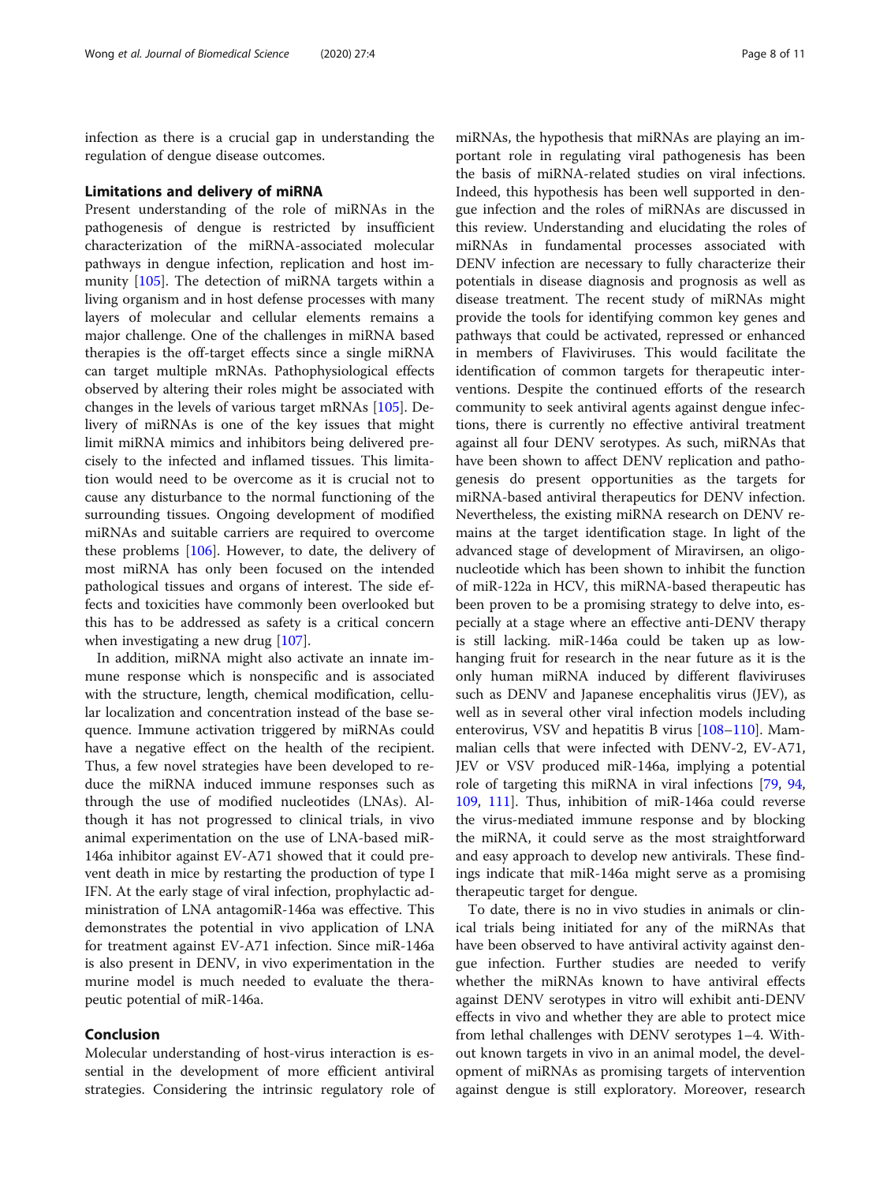infection as there is a crucial gap in understanding the regulation of dengue disease outcomes.

## Limitations and delivery of miRNA

Present understanding of the role of miRNAs in the pathogenesis of dengue is restricted by insufficient characterization of the miRNA-associated molecular pathways in dengue infection, replication and host immunity [105]. The detection of miRNA targets within a living organism and in host defense processes with many layers of molecular and cellular elements remains a major challenge. One of the challenges in miRNA based therapies is the off-target effects since a single miRNA can target multiple mRNAs. Pathophysiological effects observed by altering their roles might be associated with changes in the levels of various target mRNAs [105]. Delivery of miRNAs is one of the key issues that might limit miRNA mimics and inhibitors being delivered precisely to the infected and inflamed tissues. This limitation would need to be overcome as it is crucial not to cause any disturbance to the normal functioning of the surrounding tissues. Ongoing development of modified miRNAs and suitable carriers are required to overcome these problems [106]. However, to date, the delivery of most miRNA has only been focused on the intended pathological tissues and organs of interest. The side effects and toxicities have commonly been overlooked but this has to be addressed as safety is a critical concern when investigating a new drug [107].

In addition, miRNA might also activate an innate immune response which is nonspecific and is associated with the structure, length, chemical modification, cellular localization and concentration instead of the base sequence. Immune activation triggered by miRNAs could have a negative effect on the health of the recipient. Thus, a few novel strategies have been developed to reduce the miRNA induced immune responses such as through the use of modified nucleotides (LNAs). Although it has not progressed to clinical trials, in vivo animal experimentation on the use of LNA-based miR-146a inhibitor against EV-A71 showed that it could prevent death in mice by restarting the production of type I IFN. At the early stage of viral infection, prophylactic administration of LNA antagomiR-146a was effective. This demonstrates the potential in vivo application of LNA for treatment against EV-A71 infection. Since miR-146a is also present in DENV, in vivo experimentation in the murine model is much needed to evaluate the therapeutic potential of miR-146a.

## Conclusion

Molecular understanding of host-virus interaction is essential in the development of more efficient antiviral strategies. Considering the intrinsic regulatory role of miRNAs, the hypothesis that miRNAs are playing an important role in regulating viral pathogenesis has been the basis of miRNA-related studies on viral infections. Indeed, this hypothesis has been well supported in dengue infection and the roles of miRNAs are discussed in this review. Understanding and elucidating the roles of miRNAs in fundamental processes associated with DENV infection are necessary to fully characterize their potentials in disease diagnosis and prognosis as well as disease treatment. The recent study of miRNAs might provide the tools for identifying common key genes and pathways that could be activated, repressed or enhanced in members of Flaviviruses. This would facilitate the identification of common targets for therapeutic interventions. Despite the continued efforts of the research community to seek antiviral agents against dengue infections, there is currently no effective antiviral treatment against all four DENV serotypes. As such, miRNAs that have been shown to affect DENV replication and pathogenesis do present opportunities as the targets for miRNA-based antiviral therapeutics for DENV infection. Nevertheless, the existing miRNA research on DENV remains at the target identification stage. In light of the advanced stage of development of Miravirsen, an oligonucleotide which has been shown to inhibit the function of miR-122a in HCV, this miRNA-based therapeutic has been proven to be a promising strategy to delve into, especially at a stage where an effective anti-DENV therapy is still lacking. miR-146a could be taken up as low-hanging fruit for research in the near future as it is the only human miRNA induced by different flaviviruses such as DENV and Japanese encephalitis virus (JEV), as well as in several other viral infection models including enterovirus, VSV and hepatitis B virus [108–110]. Mammalian cells that were infected with DENV-2, EV-A71, JEV or VSV produced miR-146a, implying a potential role of targeting this miRNA in viral infections [79, 94, 109, 111]. Thus, inhibition of miR-146a could reverse the virus-mediated immune response and by blocking the miRNA, it could serve as the most straightforward and easy approach to develop new antivirals. These findings indicate that miR-146a might serve as a promising therapeutic target for dengue.

To date, there is no in vivo studies in animals or clinical trials being initiated for any of the miRNAs that have been observed to have antiviral activity against dengue infection. Further studies are needed to verify whether the miRNAs known to have antiviral effects against DENV serotypes in vitro will exhibit anti-DENV effects in vivo and whether they are able to protect mice from lethal challenges with DENV serotypes 1–4. Without known targets in vivo in an animal model, the development of miRNAs as promising targets of intervention against dengue is still exploratory. Moreover, research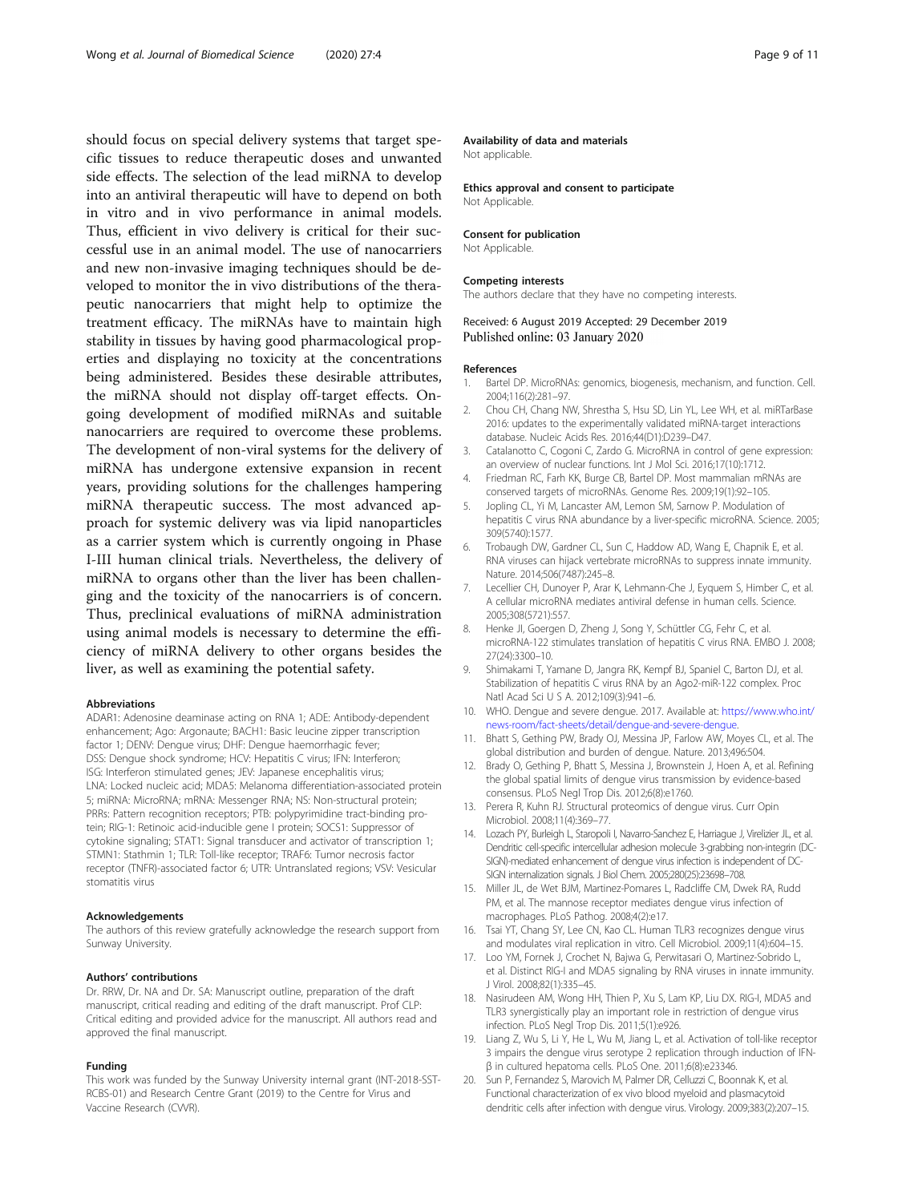should focus on special delivery systems that target specific tissues to reduce therapeutic doses and unwanted side effects. The selection of the lead miRNA to develop into an antiviral therapeutic will have to depend on both in vitro and in vivo performance in animal models. Thus, efficient in vivo delivery is critical for their successful use in an animal model. The use of nanocarriers and new non-invasive imaging techniques should be developed to monitor the in vivo distributions of the therapeutic nanocarriers that might help to optimize the treatment efficacy. The miRNAs have to maintain high stability in tissues by having good pharmacological properties and displaying no toxicity at the concentrations being administered. Besides these desirable attributes, the miRNA should not display off-target effects. Ongoing development of modified miRNAs and suitable nanocarriers are required to overcome these problems. The development of non-viral systems for the delivery of miRNA has undergone extensive expansion in recent years, providing solutions for the challenges hampering miRNA therapeutic success. The most advanced approach for systemic delivery was via lipid nanoparticles as a carrier system which is currently ongoing in Phase I-III human clinical trials. Nevertheless, the delivery of miRNA to organs other than the liver has been challenging and the toxicity of the nanocarriers is of concern. Thus, preclinical evaluations of miRNA administration using animal models is necessary to determine the efficiency of miRNA delivery to other organs besides the liver, as well as examining the potential safety.

#### Abbreviations

ADAR1: Adenosine deaminase acting on RNA 1; ADE: Antibody-dependent enhancement; Ago: Argonaute; BACH1: Basic leucine zipper transcription factor 1; DENV: Dengue virus; DHF: Dengue haemorrhagic fever; DSS: Dengue shock syndrome; HCV: Hepatitis C virus; IFN: Interferon; ISG: Interferon stimulated genes; JEV: Japanese encephalitis virus; LNA: Locked nucleic acid; MDA5: Melanoma differentiation-associated protein 5; miRNA: MicroRNA; mRNA: Messenger RNA; NS: Non-structural protein; PRRs: Pattern recognition receptors; PTB: polypyrimidine tract-binding protein; RIG-1: Retinoic acid-inducible gene I protein; SOCS1: Suppressor of cytokine signaling; STAT1: Signal transducer and activator of transcription 1; STMN1: Stathmin 1; TLR: Toll-like receptor; TRAF6: Tumor necrosis factor receptor (TNFR)-associated factor 6; UTR: Untranslated regions; VSV: Vesicular stomatitis virus

#### Acknowledgements

The authors of this review gratefully acknowledge the research support from Sunway University.

#### Authors' contributions

Dr. RRW, Dr. NA and Dr. SA: Manuscript outline, preparation of the draft manuscript, critical reading and editing of the draft manuscript. Prof CLP: Critical editing and provided advice for the manuscript. All authors read and approved the final manuscript.

#### Funding

This work was funded by the Sunway University internal grant (INT-2018-SST-RCBS-01) and Research Centre Grant (2019) to the Centre for Virus and Vaccine Research (CVVR).

#### Availability of data and materials

Not applicable.

#### Ethics approval and consent to participate

Not Applicable.

#### Consent for publication

Not Applicable.

#### Competing interests

The authors declare that they have no competing interests.

Received: 6 August 2019 Accepted: 29 December 2019
Published online: 03 January 2020

#### References

1. Bartel DP. MicroRNAs: genomics, biogenesis, mechanism, and function. Cell. 2004;116(2):281–97.
2. Chou CH, Chang NW, Shrestha S, Hsu SD, Lin YL, Lee WH, et al. miRTarBase 2016: updates to the experimentally validated miRNA-target interactions database. Nucleic Acids Res. 2016;44(D1):D239–D47.
3. Catalanotto C, Cogoni C, Zardo G. MicroRNA in control of gene expression: an overview of nuclear functions. Int J Mol Sci. 2016;17(10):1712.
4. Friedman RC, Farh KK, Burge CB, Bartel DP. Most mammalian mRNAs are conserved targets of microRNAs. Genome Res. 2009;19(1):92–105.
5. Jopling CL, Yi M, Lancaster AM, Lemon SM, Sarnow P. Modulation of hepatitis C virus RNA abundance by a liver-specific microRNA. Science. 2005; 309(5740):1577.
6. Trobaugh DW, Gardner CL, Sun C, Haddow AD, Wang E, Chapnik E, et al. RNA viruses can hijack vertebrate microRNAs to suppress innate immunity. Nature. 2014;506(7487):245–8.
7. Lecellier CH, Dunoyer P, Arar K, Lehmann-Che J, Eyquem S, Himber C, et al. A cellular microRNA mediates antiviral defense in human cells. Science. 2005;308(5721):557.
8. Henke JI, Goergen D, Zheng J, Song Y, Schüttler CG, Fehr C, et al. microRNA-122 stimulates translation of hepatitis C virus RNA. EMBO J. 2008; 27(24):3300–10.
9. Shimakami T, Yamane D, Jangra RK, Kempf BJ, Spaniel C, Barton DJ, et al. Stabilization of hepatitis C virus RNA by an Ago2-miR-122 complex. Proc Natl Acad Sci U S A. 2012;109(3):941–6.
10. WHO. Dengue and severe dengue. 2017. Available at: https://www.who.int/news-room/fact-sheets/detail/dengue-and-severe-dengue.
11. Bhatt S, Gething PW, Brady OJ, Messina JP, Farlow AW, Moyes CL, et al. The global distribution and burden of dengue. Nature. 2013;496:504.
12. Brady O, Gething P, Bhatt S, Messina J, Brownstein J, Hoen A, et al. Refining the global spatial limits of dengue virus transmission by evidence-based consensus. PLoS Negl Trop Dis. 2012;6(8):e1760.
13. Perera R, Kuhn RJ. Structural proteomics of dengue virus. Curr Opin Microbiol. 2008;11(4):369–77.
14. Lozach PY, Burleigh L, Staropoli I, Navarro-Sanchez E, Harriague J, Virelizier JL, et al. Dendritic cell-specific intercellular adhesion molecule 3-grabbing non-integrin (DC-SIGN)-mediated enhancement of dengue virus infection is independent of DC-SIGN internalization signals. J Biol Chem. 2005;280(25):23698–708.
15. Miller JL, de Wet BJM, Martinez-Pomares L, Radcliffe CM, Dwek RA, Rudd PM, et al. The mannose receptor mediates dengue virus infection of macrophages. PLoS Pathog. 2008;4(2):e17.
16. Tsai YT, Chang SY, Lee CN, Kao CL. Human TLR3 recognizes dengue virus and modulates viral replication in vitro. Cell Microbiol. 2009;11(4):604–15.
17. Loo YM, Fornek J, Crochet N, Bajwa G, Perwitasari O, Martinez-Sobrido L, et al. Distinct RIG-I and MDA5 signaling by RNA viruses in innate immunity. J Virol. 2008;82(1):335–45.
18. Nasirudeen AM, Wong HH, Thien P, Xu S, Lam KP, Liu DX. RIG-I, MDA5 and TLR3 synergistically play an important role in restriction of dengue virus infection. PLoS Negl Trop Dis. 2011;5(1):e926.
19. Liang Z, Wu S, Li Y, He L, Wu M, Jiang L, et al. Activation of toll-like receptor 3 impairs the dengue virus serotype 2 replication through induction of IFN-β in cultured hepatoma cells. PLoS One. 2011;6(8):e23346.
20. Sun P, Fernandez S, Marovich M, Palmer DR, Celluzzi C, Boonnak K, et al. Functional characterization of ex vivo blood myeloid and plasmacytoid dendritic cells after infection with dengue virus. Virology. 2009;383(2):207–15.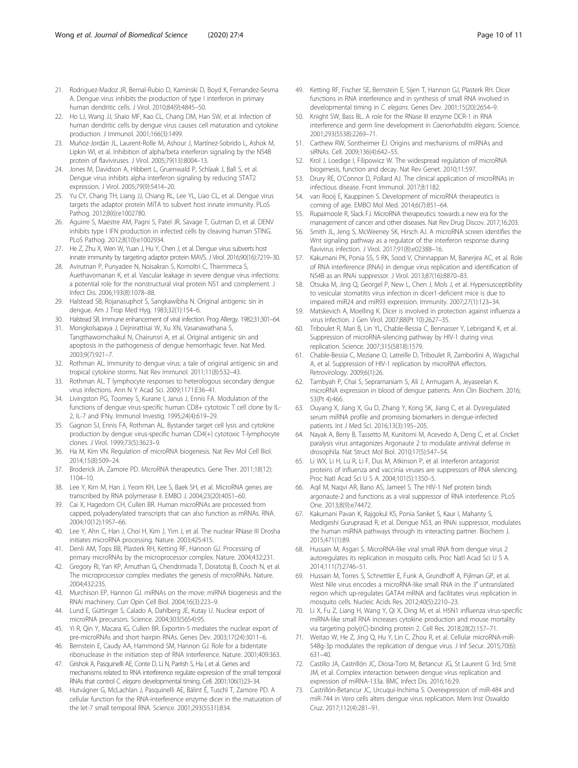21. Rodriguez-Madoz JR, Bernal-Rubio D, Kaminski D, Boyd K, Fernandez-Sesma A. Dengue virus inhibits the production of type I interferon in primary human dendritic cells. J Virol. 2010;84(9):4845–50.
22. Ho LJ, Wang JJ, Shaio MF, Kao CL, Chang DM, Han SW, et al. Infection of human dendritic cells by dengue virus causes cell maturation and cytokine production. J Immunol. 2001;166(3):1499.
23. Muñoz-Jordán JL, Laurent-Rolle M, Ashour J, Martínez-Sobrido L, Ashok M, Lipkin WI, et al. Inhibition of alpha/beta interferon signaling by the NS4B protein of flaviviruses. J Virol. 2005;79(13):8004–13.
24. Jones M, Davidson A, Hibbert L, Gruenwald P, Schlaak J, Ball S, et al. Dengue virus inhibits alpha interferon signaling by reducing STAT2 expression. J Virol. 2005;79(9):5414–20.
25. Yu CY, Chang TH, Liang JJ, Chiang RL, Lee YL, Liao CL, et al. Dengue virus targets the adaptor protein MITA to subvert host innate immunity. PLoS Pathog. 2012;8(6):e1002780.
26. Aguirre S, Maestre AM, Pagni S, Patel JR, Savage T, Gutman D, et al. DENV inhibits type I IFN production in infected cells by cleaving human STING. PLoS Pathog. 2012;8(10):e1002934.
27. He Z, Zhu X, Wen W, Yuan J, Hu Y, Chen J, et al. Dengue virus subverts host innate immunity by targeting adaptor protein MAVS. J Virol. 2016;90(16):7219–30.
28. Avirutnan P, Punyadee N, Noisakran S, Komoltri C, Thiemmeca S, Auethavornanan K, et al. Vascular leakage in severe dengue virus infections: a potential role for the nonstructural viral protein NS1 and complement. J Infect Dis. 2006;193(8):1078–88.
29. Halstead SB, Rojanasuphot S, Sangkawibha N. Original antigenic sin in dengue. Am J Trop Med Hyg. 1983;32(1):154–6.
30. Halstead SB. Immune enhancement of viral infection. Prog Allergy. 1982;31:301–64.
31. Mongkolsapaya J, Dejnirattisai W, Xu XN, Vasanawathana S, Tangthawornchaikul N, Chairunsri A, et al. Original antigenic sin and apoptosis in the pathogenesis of dengue hemorrhagic fever. Nat Med. 2003;9(7):921–7.
32. Rothman AL. Immunity to dengue virus: a tale of original antigenic sin and tropical cytokine storms. Nat Rev Immunol. 2011;11(8):532–43.
33. Rothman AL. T lymphocyte responses to heterologous secondary dengue virus infections. Ann N Y Acad Sci. 2009;1171:E36–41.
34. Livingston PG, Toomey S, Kurane I, Janus J, Ennis FA. Modulation of the functions of dengue virus-specific human CD8+ cytotoxic T cell clone by IL-2, IL-7 and IFNγ. Immunol Investig. 1995;24(4):619–29.
35. Gagnon SJ, Ennis FA, Rothman AL. Bystander target cell lysis and cytokine production by dengue virus-specific human CD4(+) cytotoxic T-lymphocyte clones. J Virol. 1999;73(5):3623–9.
36. Ha M, Kim VN. Regulation of microRNA biogenesis. Nat Rev Mol Cell Biol. 2014;15(8):509–24.
37. Broderick JA, Zamore PD. MicroRNA therapeutics. Gene Ther. 2011;18(12): 1104–10.
38. Lee Y, Kim M, Han J, Yeom KH, Lee S, Baek SH, et al. MicroRNA genes are transcribed by RNA polymerase II. EMBO J. 2004;23(20):4051–60.
39. Cai X, Hagedorn CH, Cullen BR. Human microRNAs are processed from capped, polyadenylated transcripts that can also function as mRNAs. RNA. 2004;10(12):1957–66.
40. Lee Y, Ahn C, Han J, Choi H, Kim J, Yim J, et al. The nuclear RNase III Drosha initiates microRNA processing. Nature. 2003;425:415.
41. Denli AM, Tops BB, Plasterk RH, Ketting RF, Hannon GJ. Processing of primary microRNAs by the microprocessor complex. Nature. 2004;432:231.
42. Gregory RI, Yan KP, Amuthan G, Chendrimada T, Doratotaj B, Cooch N, et al. The microprocessor complex mediates the genesis of microRNAs. Nature. 2004;432:235.
43. Murchison EP, Hannon GJ. miRNAs on the move: miRNA biogenesis and the RNAi machinery. Curr Opin Cell Biol. 2004;16(3):223–9.
44. Lund E, Güttinger S, Calado A, Dahlberg JE, Kutay U. Nuclear export of microRNA precursors. Science. 2004;303(5654):95.
45. Yi R, Qin Y, Macara IG, Cullen BR. Exportin-5 mediates the nuclear export of pre-microRNAs and short hairpin RNAs. Genes Dev. 2003;17(24):3011–6.
46. Bernstein E, Caudy AA, Hammond SM, Hannon GJ. Role for a bidentate ribonuclease in the initiation step of RNA interference. Nature. 2001;409:363.
47. Grishok A, Pasquinelli AE, Conte D, Li N, Parrish S, Ha I, et al. Genes and mechanisms related to RNA interference regulate expression of the small temporal RNAs that control *C. elegans* developmental timing. Cell. 2001;106(1):23–34.
48. Hutvágner G, McLachlan J, Pasquinelli AE, Bálint É, Tuschl T, Zamore PD. A cellular function for the RNA-interference enzyme dicer in the maturation of the let-7 small temporal RNA. Science. 2001;293(5531):834.
49. Ketting RF, Fischer SE, Bernstein E, Sijen T, Hannon GJ, Plasterk RH. Dicer functions in RNA interference and in synthesis of small RNA involved in developmental timing in *C. elegans*. Genes Dev. 2001;15(20):2654–9.
50. Knight SW, Bass BL. A role for the RNase III enzyme DCR-1 in RNA interference and germ line development in *Caenorhabditis elegans*. Science. 2001;293(5538):2269–71.
51. Carthew RW, Sontheimer EJ. Origins and mechanisms of miRNAs and siRNAs. Cell. 2009;136(4):642–55.
52. Krol J, Loedige I, Filipowicz W. The widespread regulation of microRNA biogenesis, function and decay. Nat Rev Genet. 2010;11:597.
53. Drury RE, O'Connor D, Pollard AJ. The clinical application of microRNAs in infectious disease. Front Immunol. 2017;8:1182.
54. van Rooij E, Kauppinen S. Development of microRNA therapeutics is coming of age. EMBO Mol Med. 2014;6(7):851–64.
55. Rupaimoole R, Slack FJ. MicroRNA therapeutics: towards a new era for the management of cancer and other diseases. Nat Rev Drug Discov. 2017;16:203.
56. Smith JL, Jeng S, McWeeney SK, Hirsch AJ. A microRNA screen identifies the Wnt signaling pathway as a regulator of the interferon response during flavivirus infection. J Virol. 2017;91(8):e02388–16.
57. Kakumani PK, Ponia SS, S RK, Sood V, Chinnappan M, Banerjea AC, et al. Role of RNA interference (RNAi) in dengue virus replication and identification of NS4B as an RNAi suppressor. J Virol. 2013;87(16):8870–83.
58. Otsuka M, Jing Q, Georgel P, New L, Chen J, Mols J, et al. Hypersusceptibility to vesicular stomatitis virus infection in dicer1-deficient mice is due to impaired miR24 and miR93 expression. Immunity. 2007;27(1):123–34.
59. Matskevich A, Moelling K. Dicer is involved in protection against influenza a virus infection. J Gen Virol. 2007;88(Pt 10):2627–35.
60. Triboulet R, Mari B, Lin YL, Chable-Bessia C, Bennasser Y, Lebrigand K, et al. Suppression of microRNA-silencing pathway by HIV-1 during virus replication. Science. 2007;315(5818):1579.
61. Chable-Bessia C, Meziane O, Latreille D, Triboulet R, Zamborlini A, Wagschal A, et al. Suppression of HIV-1 replication by microRNA effectors. Retrovirology. 2009;6(1):26.
62. Tambyah P, Chai S, Sepramaniam S, Ali J, Armugam A, Jeyaseelan K. microRNA expression in blood of dengue patients. Ann Clin Biochem. 2016; 53(Pt 4):466.
63. Ouyang X, Jiang X, Gu D, Zhang Y, Kong SK, Jiang C, et al. Dysregulated serum miRNA profile and promising biomarkers in dengue-infected patients. Int J Med Sci. 2016;13(3):195–205.
64. Nayak A, Berry B, Tassetto M, Kunitomi M, Acevedo A, Deng C, et al. Cricket paralysis virus antagonizes Argonaute 2 to modulate antiviral defense in drosophila. Nat Struct Mol Biol. 2010;17(5):547–54.
65. Li WX, Li H, Lu R, Li F, Dus M, Atkinson P, et al. Interferon antagonist proteins of influenza and vaccinia viruses are suppressors of RNA silencing. Proc Natl Acad Sci U S A. 2004;101(5):1350–5.
66. Aqil M, Naqvi AR, Bano AS, Jameel S. The HIV-1 Nef protein binds argonaute-2 and functions as a viral suppressor of RNA interference. PLoS One. 2013;8(9):e74472.
67. Kakumani Pavan K, Rajgokul KS, Ponia Sanket S, Kaur I, Mahanty S, Medigeshi Guruprasad R, et al. Dengue NS3, an RNAi suppressor, modulates the human miRNA pathways through its interacting partner. Biochem J. 2015;471(1):89.
68. Hussain M, Asgari S. MicroRNA-like viral small RNA from dengue virus 2 autoregulates its replication in mosquito cells. Proc Natl Acad Sci U S A. 2014;111(7):2746–51.
69. Hussain M, Torres S, Schnettler E, Funk A, Grundhoff A, Pijlman GP, et al. West Nile virus encodes a microRNA-like small RNA in the 3′ untranslated region which up-regulates GATA4 mRNA and facilitates virus replication in mosquito cells. Nucleic Acids Res. 2012;40(5):2210–23.
70. Li X, Fu Z, Liang H, Wang Y, Qi X, Ding M, et al. H5N1 influenza virus-specific miRNA-like small RNA increases cytokine production and mouse mortality via targeting poly(rC)-binding protein 2. Cell Res. 2018;28(2):157–71.
71. Weitao W, He Z, Jing Q, Hu Y, Lin C, Zhou R, et al. Cellular microRNA-miR-548g-3p modulates the replication of dengue virus. J Inf Secur. 2015;70(6): 631–40.
72. Castillo JA, Castrillón JC, Diosa-Toro M, Betancur JG, St Laurent G 3rd, Smit JM, et al. Complex interaction between dengue virus replication and expression of miRNA-133a. BMC Infect Dis. 2016;16:29.
73. Castrillón-Betancur JC, Urcuqui-Inchima S. Overexpression of miR-484 and miR-744 in Vero cells alters dengue virus replication. Mem Inst Oswaldo Cruz. 2017;112(4):281–91.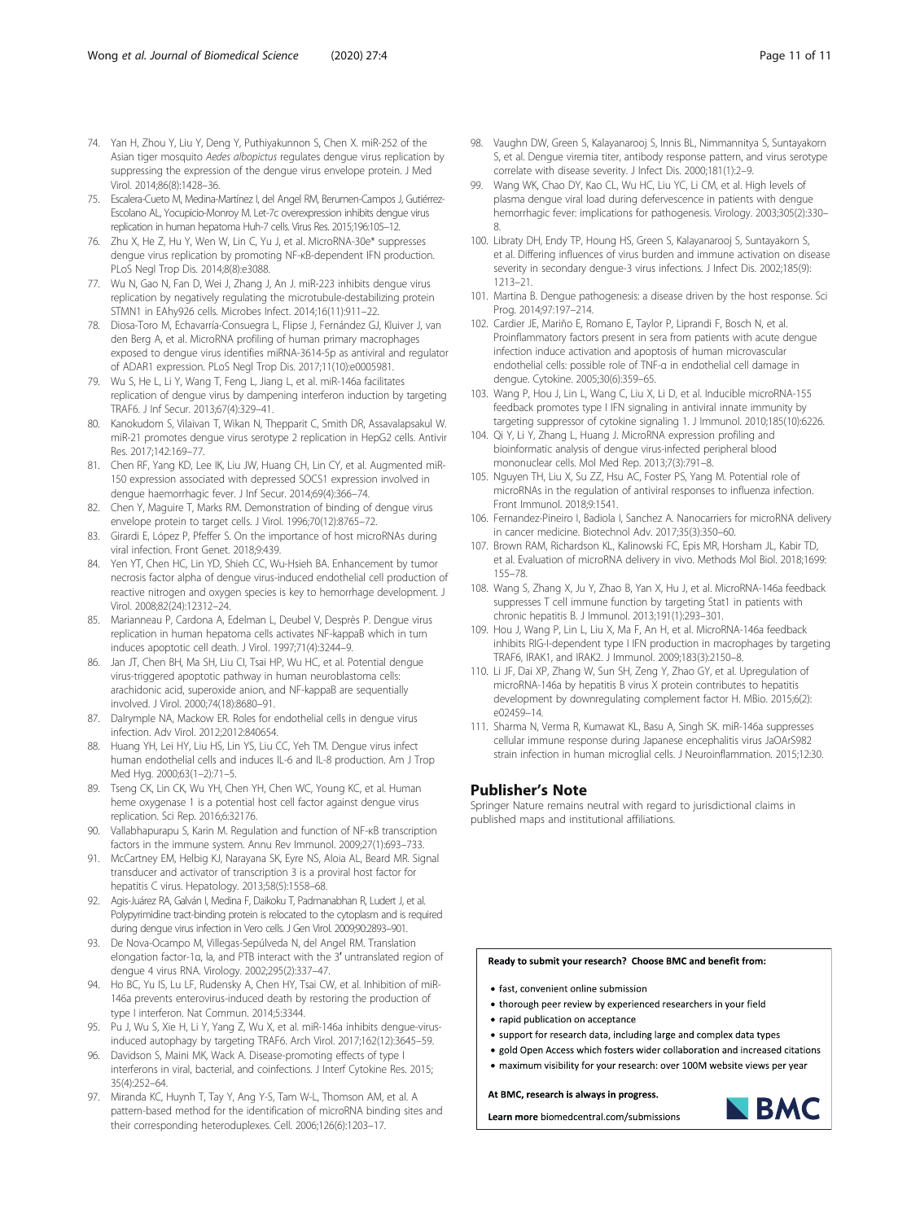74. Yan H, Zhou Y, Liu Y, Deng Y, Puthiyakunnon S, Chen X. miR-252 of the Asian tiger mosquito *Aedes albopictus* regulates dengue virus replication by suppressing the expression of the dengue virus envelope protein. J Med Virol. 2014;86(8):1428–36.
75. Escalera-Cueto M, Medina-Martínez I, del Angel RM, Berumen-Campos J, Gutiérrez-Escolano AL, Yocupicio-Monroy M. Let-7c overexpression inhibits dengue virus replication in human hepatoma Huh-7 cells. Virus Res. 2015;196:105–12.
76. Zhu X, He Z, Hu Y, Wen W, Lin C, Yu J, et al. MicroRNA-30e* suppresses dengue virus replication by promoting NF-κB-dependent IFN production. PLoS Negl Trop Dis. 2014;8(8):e3088.
77. Wu N, Gao N, Fan D, Wei J, Zhang J, An J. miR-223 inhibits dengue virus replication by negatively regulating the microtubule-destabilizing protein STMN1 in EAhy926 cells. Microbes Infect. 2014;16(11):911–22.
78. Diosa-Toro M, Echavarría-Consuegra L, Flipse J, Fernández GJ, Kluiver J, van den Berg A, et al. MicroRNA profiling of human primary macrophages exposed to dengue virus identifies miRNA-3614-5p as antiviral and regulator of ADAR1 expression. PLoS Negl Trop Dis. 2017;11(10):e0005981.
79. Wu S, He L, Li Y, Wang T, Feng L, Jiang L, et al. miR-146a facilitates replication of dengue virus by dampening interferon induction by targeting TRAF6. J Inf Secur. 2013;67(4):329–41.
80. Kanokudom S, Vilaivan T, Wikan N, Thepparit C, Smith DR, Assavalapsakul W. miR-21 promotes dengue virus serotype 2 replication in HepG2 cells. Antivir Res. 2017;142:169–77.
81. Chen RF, Yang KD, Lee IK, Liu JW, Huang CH, Lin CY, et al. Augmented miR-150 expression associated with depressed SOCS1 expression involved in dengue haemorrhagic fever. J Inf Secur. 2014;69(4):366–74.
82. Chen Y, Maguire T, Marks RM. Demonstration of binding of dengue virus envelope protein to target cells. J Virol. 1996;70(12):8765–72.
83. Girardi E, López P, Pfeffer S. On the importance of host microRNAs during viral infection. Front Genet. 2018;9:439.
84. Yen YT, Chen HC, Lin YD, Shieh CC, Wu-Hsieh BA. Enhancement by tumor necrosis factor alpha of dengue virus-induced endothelial cell production of reactive nitrogen and oxygen species is key to hemorrhage development. J Virol. 2008;82(24):12312–24.
85. Marianneau P, Cardona A, Edelman L, Deubel V, Desprès P. Dengue virus replication in human hepatoma cells activates NF-kappaB which in turn induces apoptotic cell death. J Virol. 1997;71(4):3244–9.
86. Jan JT, Chen BH, Ma SH, Liu CI, Tsai HP, Wu HC, et al. Potential dengue virus-triggered apoptotic pathway in human neuroblastoma cells: arachidonic acid, superoxide anion, and NF-kappaB are sequentially involved. J Virol. 2000;74(18):8680–91.
87. Dalrymple NA, Mackow ER. Roles for endothelial cells in dengue virus infection. Adv Virol. 2012;2012:840654.
88. Huang YH, Lei HY, Liu HS, Lin YS, Liu CC, Yeh TM. Dengue virus infect human endothelial cells and induces IL-6 and IL-8 production. Am J Trop Med Hyg. 2000;63(1–2):71–5.
89. Tseng CK, Lin CK, Wu YH, Chen YH, Chen WC, Young KC, et al. Human heme oxygenase 1 is a potential host cell factor against dengue virus replication. Sci Rep. 2016;6:32176.
90. Vallabhapurapu S, Karin M. Regulation and function of NF-κB transcription factors in the immune system. Annu Rev Immunol. 2009;27(1):693–733.
91. McCartney EM, Helbig KJ, Narayana SK, Eyre NS, Aloia AL, Beard MR. Signal transducer and activator of transcription 3 is a proviral host factor for hepatitis C virus. Hepatology. 2013;58(5):1558–68.
92. Agis-Juárez RA, Galván I, Medina F, Daikoku T, Padmanabhan R, Ludert J, et al. Polypyrimidine tract-binding protein is relocated to the cytoplasm and is required during dengue virus infection in Vero cells. J Gen Virol. 2009;90:2893–901.
93. De Nova-Ocampo M, Villegas-Sepúlveda N, del Angel RM. Translation elongation factor-1α, la, and PTB interact with the 3′ untranslated region of dengue 4 virus RNA. Virology. 2002;295(2):337–47.
94. Ho BC, Yu IS, Lu LF, Rudensky A, Chen HY, Tsai CW, et al. Inhibition of miR-146a prevents enterovirus-induced death by restoring the production of type I interferon. Nat Commun. 2014;5:3344.
95. Pu J, Wu S, Xie H, Li Y, Yang Z, Wu X, et al. miR-146a inhibits dengue-virus-induced autophagy by targeting TRAF6. Arch Virol. 2017;162(12):3645–59.
96. Davidson S, Maini MK, Wack A. Disease-promoting effects of type I interferons in viral, bacterial, and coinfections. J Interf Cytokine Res. 2015;35(4):252–64.
97. Miranda KC, Huynh T, Tay Y, Ang Y-S, Tam W-L, Thomson AM, et al. A pattern-based method for the identification of microRNA binding sites and their corresponding heteroduplexes. Cell. 2006;126(6):1203–17.
98. Vaughn DW, Green S, Kalayanarooj S, Innis BL, Nimmannitya S, Suntayakorn S, et al. Dengue viremia titer, antibody response pattern, and virus serotype correlate with disease severity. J Infect Dis. 2000;181(1):2–9.
99. Wang WK, Chao DY, Kao CL, Wu HC, Liu YC, Li CM, et al. High levels of plasma dengue viral load during defervescence in patients with dengue hemorrhagic fever: implications for pathogenesis. Virology. 2003;305(2):330–8.
100. Libraty DH, Endy TP, Houng HS, Green S, Kalayanarooj S, Suntayakorn S, et al. Differing influences of virus burden and immune activation on disease severity in secondary dengue-3 virus infections. J Infect Dis. 2002;185(9):1213–21.
101. Martina B. Dengue pathogenesis: a disease driven by the host response. Sci Prog. 2014;97:197–214.
102. Cardier JE, Mariño E, Romano E, Taylor P, Liprandi F, Bosch N, et al. Proinflammatory factors present in sera from patients with acute dengue infection induce activation and apoptosis of human microvascular endothelial cells: possible role of TNF-α in endothelial cell damage in dengue. Cytokine. 2005;30(6):359–65.
103. Wang P, Hou J, Lin L, Wang C, Liu X, Li D, et al. Inducible microRNA-155 feedback promotes type I IFN signaling in antiviral innate immunity by targeting suppressor of cytokine signaling 1. J Immunol. 2010;185(10):6226.
104. Qi Y, Li Y, Zhang L, Huang J. MicroRNA expression profiling and bioinformatic analysis of dengue virus-infected peripheral blood mononuclear cells. Mol Med Rep. 2013;7(3):791–8.
105. Nguyen TH, Liu X, Su ZZ, Hsu AC, Foster PS, Yang M. Potential role of microRNAs in the regulation of antiviral responses to influenza infection. Front Immunol. 2018;9:1541.
106. Fernandez-Pineiro I, Badiola I, Sanchez A. Nanocarriers for microRNA delivery in cancer medicine. Biotechnol Adv. 2017;35(3):350–60.
107. Brown RAM, Richardson KL, Kalinowski FC, Epis MR, Horsham JL, Kabir TD, et al. Evaluation of microRNA delivery in vivo. Methods Mol Biol. 2018;1699:155–78.
108. Wang S, Zhang X, Ju Y, Zhao B, Yan X, Hu J, et al. MicroRNA-146a feedback suppresses T cell immune function by targeting Stat1 in patients with chronic hepatitis B. J Immunol. 2013;191(1):293–301.
109. Hou J, Wang P, Lin L, Liu X, Ma F, An H, et al. MicroRNA-146a feedback inhibits RIG-I-dependent type I IFN production in macrophages by targeting TRAF6, IRAK1, and IRAK2. J Immunol. 2009;183(3):2150–8.
110. Li JF, Dai XP, Zhang W, Sun SH, Zeng Y, Zhao GY, et al. Upregulation of microRNA-146a by hepatitis B virus X protein contributes to hepatitis development by downregulating complement factor H. MBio. 2015;6(2):e02459–14.
111. Sharma N, Verma R, Kumawat KL, Basu A, Singh SK. miR-146a suppresses cellular immune response during Japanese encephalitis virus JaOArS982 strain infection in human microglial cells. J Neuroinflammation. 2015;12:30.

## Publisher's Note

Springer Nature remains neutral with regard to jurisdictional claims in published maps and institutional affiliations.

**Ready to submit your research? Choose BMC and benefit from:**

- fast, convenient online submission
- thorough peer review by experienced researchers in your field
- rapid publication on acceptance
- support for research data, including large and complex data types
- gold Open Access which fosters wider collaboration and increased citations
- maximum visibility for your research: over 100M website views per year

**At BMC, research is always in progress.**

**Learn more** biomedcentral.com/submissions